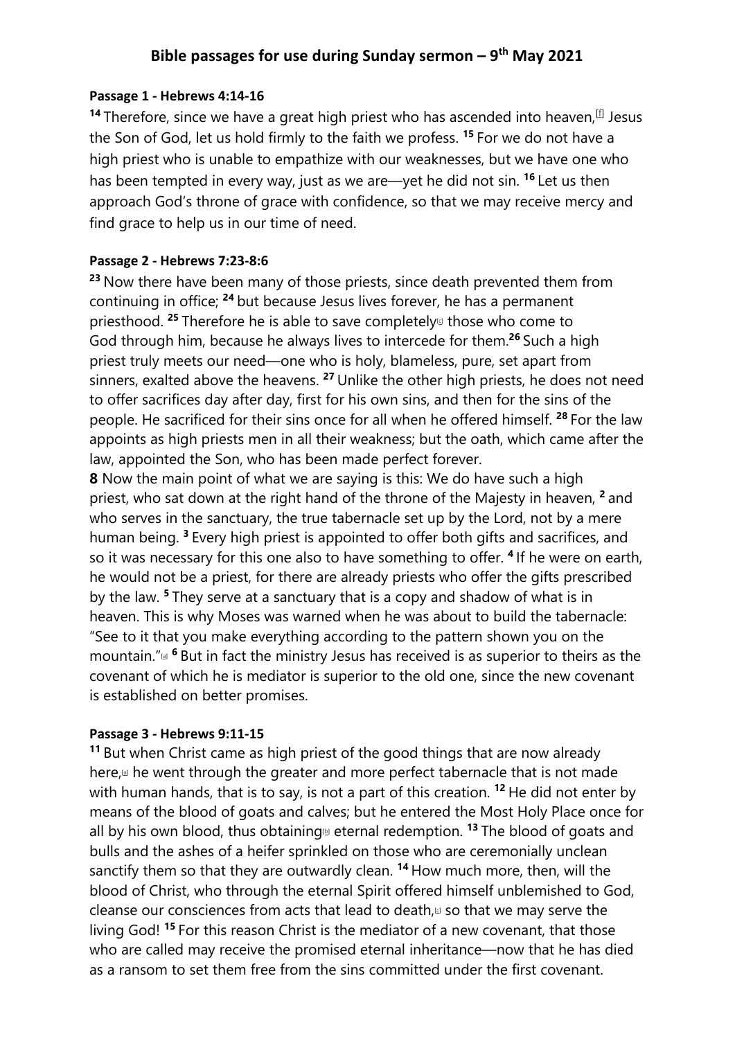# Bible passages for use during Sunday sermon – 9th May 2021

**Passage 1 - Hebrews 4:14-16**

**14** Therefore, since we have a great high priest who has ascended into heaven,[f] Jesus the Son of God, let us hold firmly to the faith we profess. **15** For we do not have a high priest who is unable to empathize with our weaknesses, but we have one who has been tempted in every way, just as we are—yet he did not sin. **16** Let us then approach God's throne of grace with confidence, so that we may receive mercy and find grace to help us in our time of need.

**Passage 2 - Hebrews 7:23-8:6**

**23** Now there have been many of those priests, since death prevented them from continuing in office; **24** but because Jesus lives forever, he has a permanent priesthood. **25** Therefore he is able to save completely[c] those who come to God through him, because he always lives to intercede for them.**26** Such a high priest truly meets our need—one who is holy, blameless, pure, set apart from sinners, exalted above the heavens. **27** Unlike the other high priests, he does not need to offer sacrifices day after day, first for his own sins, and then for the sins of the people. He sacrificed for their sins once for all when he offered himself. **28** For the law appoints as high priests men in all their weakness; but the oath, which came after the law, appointed the Son, who has been made perfect forever.

**8** Now the main point of what we are saying is this: We do have such a high priest, who sat down at the right hand of the throne of the Majesty in heaven, **2** and who serves in the sanctuary, the true tabernacle set up by the Lord, not by a mere human being. **3** Every high priest is appointed to offer both gifts and sacrifices, and so it was necessary for this one also to have something to offer. **4** If he were on earth, he would not be a priest, for there are already priests who offer the gifts prescribed by the law. **5** They serve at a sanctuary that is a copy and shadow of what is in heaven. This is why Moses was warned when he was about to build the tabernacle: "See to it that you make everything according to the pattern shown you on the mountain."[a] **6** But in fact the ministry Jesus has received is as superior to theirs as the covenant of which he is mediator is superior to the old one, since the new covenant is established on better promises.

**Passage 3 - Hebrews 9:11-15**

**11** But when Christ came as high priest of the good things that are now already here,[a] he went through the greater and more perfect tabernacle that is not made with human hands, that is to say, is not a part of this creation. **12** He did not enter by means of the blood of goats and calves; but he entered the Most Holy Place once for all by his own blood, thus obtaining[b] eternal redemption. **13** The blood of goats and bulls and the ashes of a heifer sprinkled on those who are ceremonially unclean sanctify them so that they are outwardly clean. **14** How much more, then, will the blood of Christ, who through the eternal Spirit offered himself unblemished to God, cleanse our consciences from acts that lead to death,[c] so that we may serve the living God! **15** For this reason Christ is the mediator of a new covenant, that those who are called may receive the promised eternal inheritance—now that he has died as a ransom to set them free from the sins committed under the first covenant.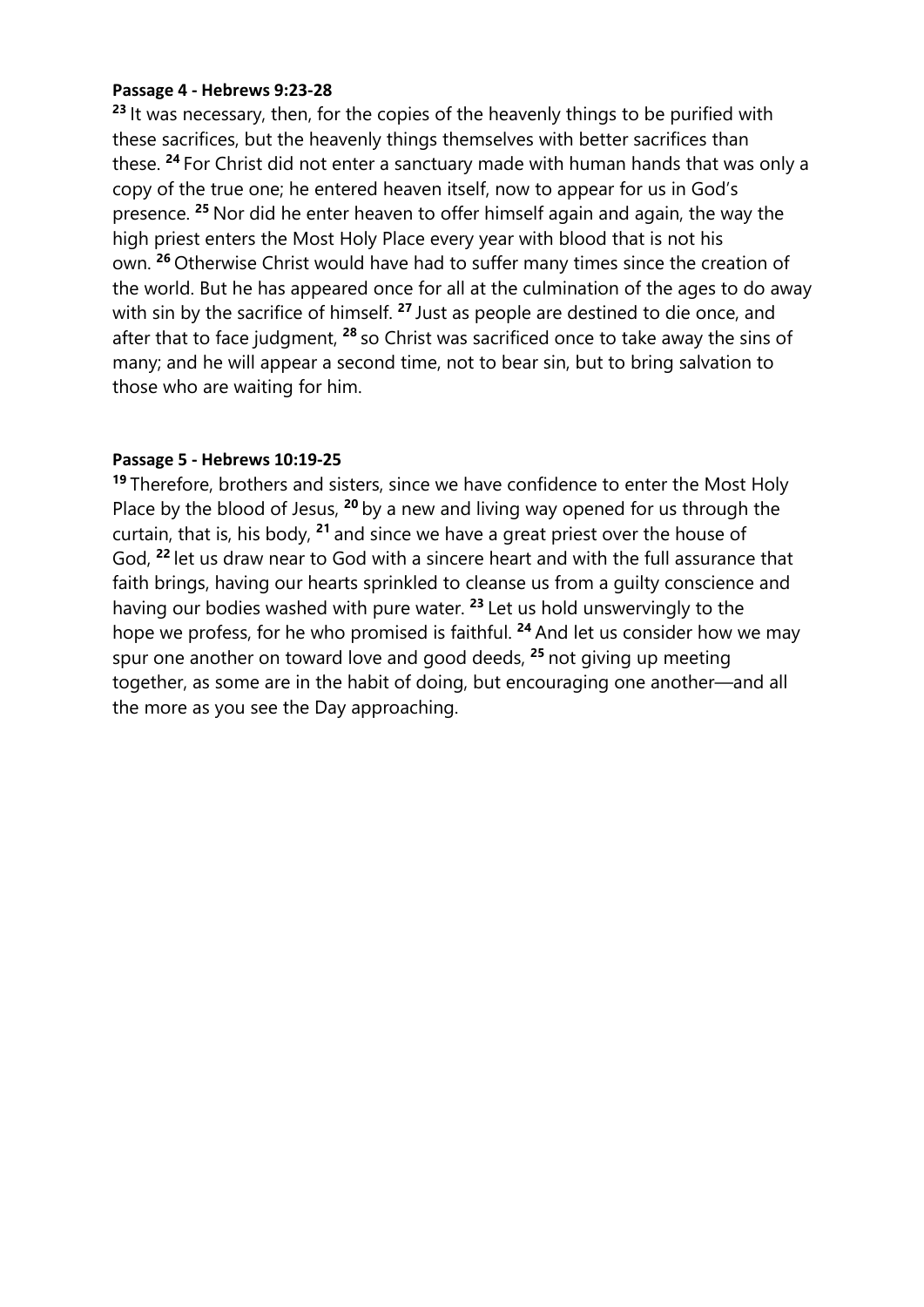**Passage 4 - Hebrews 9:23-28**

[23] It was necessary, then, for the copies of the heavenly things to be purified with these sacrifices, but the heavenly things themselves with better sacrifices than these. [24] For Christ did not enter a sanctuary made with human hands that was only a copy of the true one; he entered heaven itself, now to appear for us in God's presence. [25] Nor did he enter heaven to offer himself again and again, the way the high priest enters the Most Holy Place every year with blood that is not his own. [26] Otherwise Christ would have had to suffer many times since the creation of the world. But he has appeared once for all at the culmination of the ages to do away with sin by the sacrifice of himself. [27] Just as people are destined to die once, and after that to face judgment, [28] so Christ was sacrificed once to take away the sins of many; and he will appear a second time, not to bear sin, but to bring salvation to those who are waiting for him.

**Passage 5 - Hebrews 10:19-25**

[19] Therefore, brothers and sisters, since we have confidence to enter the Most Holy Place by the blood of Jesus, [20] by a new and living way opened for us through the curtain, that is, his body, [21] and since we have a great priest over the house of God, [22] let us draw near to God with a sincere heart and with the full assurance that faith brings, having our hearts sprinkled to cleanse us from a guilty conscience and having our bodies washed with pure water. [23] Let us hold unswervingly to the hope we profess, for he who promised is faithful. [24] And let us consider how we may spur one another on toward love and good deeds, [25] not giving up meeting together, as some are in the habit of doing, but encouraging one another—and all the more as you see the Day approaching.